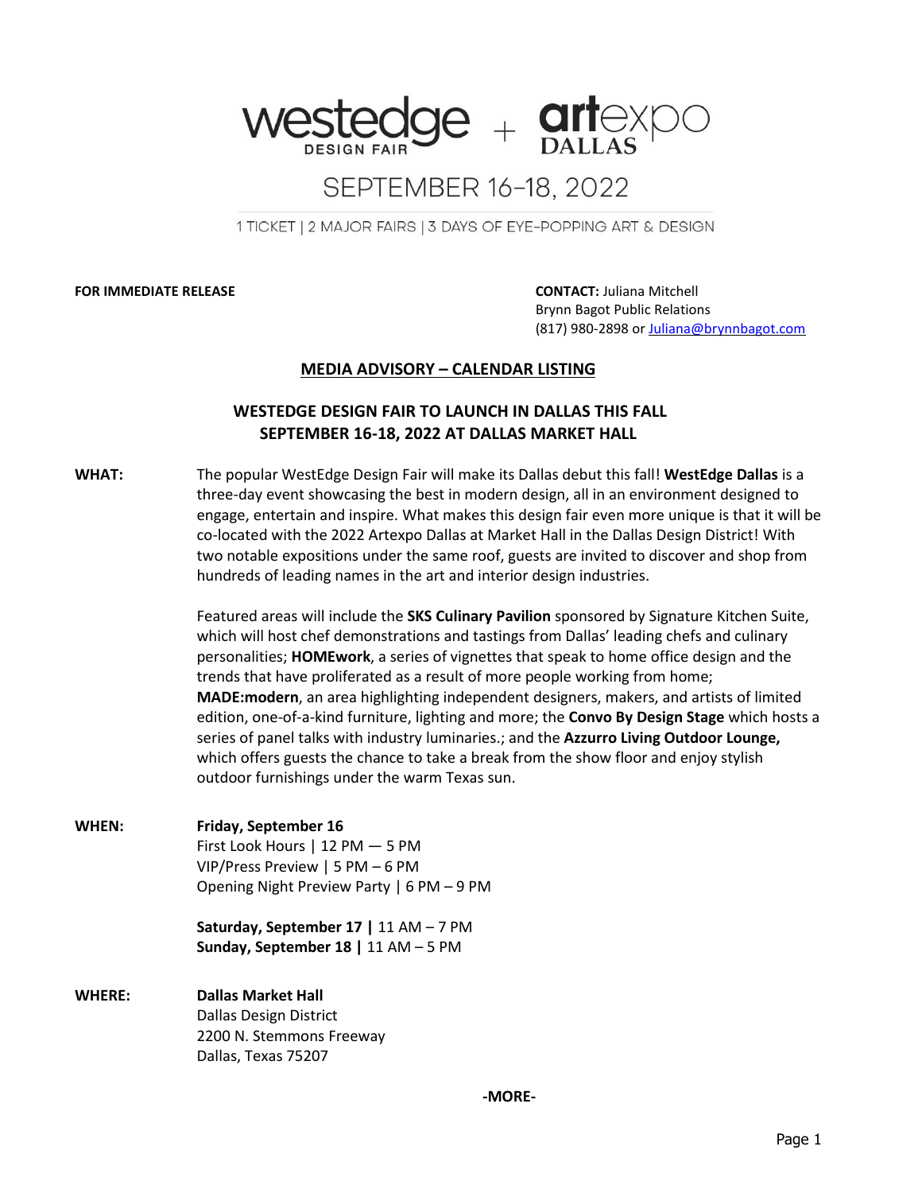# westedge DESIGN FAIR + artexpo DALLAS

## SEPTEMBER 16–18, 2022

1 TICKET | 2 MAJOR FAIRS | 3 DAYS OF EYE-POPPING ART & DESIGN

**FOR IMMEDIATE RELEASE**

**CONTACT:** Juliana Mitchell
Brynn Bagot Public Relations
(817) 980-2898 or Juliana@brynnbagot.com

**MEDIA ADVISORY – CALENDAR LISTING**

**WESTEDGE DESIGN FAIR TO LAUNCH IN DALLAS THIS FALL**
**SEPTEMBER 16-18, 2022 AT DALLAS MARKET HALL**

**WHAT:** The popular WestEdge Design Fair will make its Dallas debut this fall! **WestEdge Dallas** is a three-day event showcasing the best in modern design, all in an environment designed to engage, entertain and inspire. What makes this design fair even more unique is that it will be co-located with the 2022 Artexpo Dallas at Market Hall in the Dallas Design District! With two notable expositions under the same roof, guests are invited to discover and shop from hundreds of leading names in the art and interior design industries.

Featured areas will include the **SKS Culinary Pavilion** sponsored by Signature Kitchen Suite, which will host chef demonstrations and tastings from Dallas' leading chefs and culinary personalities; **HOMEwork**, a series of vignettes that speak to home office design and the trends that have proliferated as a result of more people working from home; **MADE:modern**, an area highlighting independent designers, makers, and artists of limited edition, one-of-a-kind furniture, lighting and more; the **Convo By Design Stage** which hosts a series of panel talks with industry luminaries.; and the **Azzurro Living Outdoor Lounge,** which offers guests the chance to take a break from the show floor and enjoy stylish outdoor furnishings under the warm Texas sun.

**WHEN:** **Friday, September 16**
First Look Hours | 12 PM — 5 PM
VIP/Press Preview | 5 PM – 6 PM
Opening Night Preview Party | 6 PM – 9 PM

**Saturday, September 17 |** 11 AM – 7 PM
**Sunday, September 18 |** 11 AM – 5 PM

**WHERE:** **Dallas Market Hall**
Dallas Design District
2200 N. Stemmons Freeway
Dallas, Texas 75207

**-MORE-**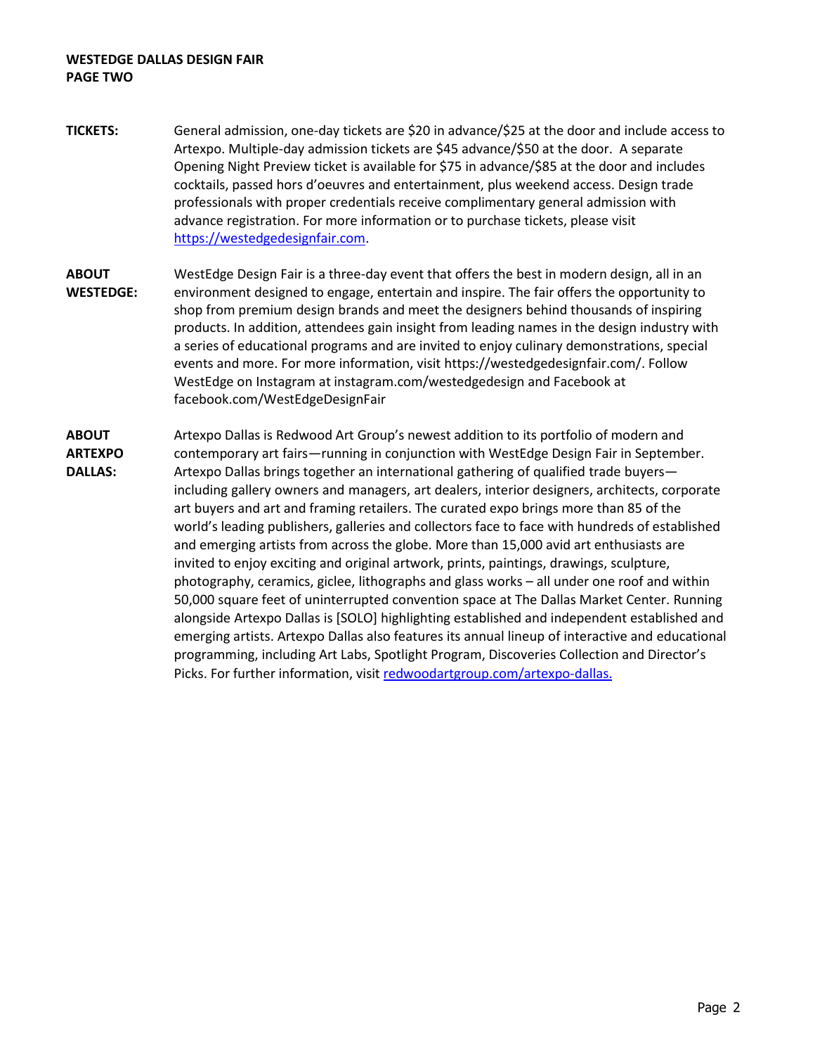**TICKETS:** General admission, one-day tickets are $20 in advance/$25 at the door and include access to Artexpo. Multiple-day admission tickets are $45 advance/$50 at the door. A separate Opening Night Preview ticket is available for $75 in advance/$85 at the door and includes cocktails, passed hors d'oeuvres and entertainment, plus weekend access. Design trade professionals with proper credentials receive complimentary general admission with advance registration. For more information or to purchase tickets, please visit [https://westedgedesignfair.com](https://westedgedesignfair.com).

**ABOUT WESTEDGE:** WestEdge Design Fair is a three-day event that offers the best in modern design, all in an environment designed to engage, entertain and inspire. The fair offers the opportunity to shop from premium design brands and meet the designers behind thousands of inspiring products. In addition, attendees gain insight from leading names in the design industry with a series of educational programs and are invited to enjoy culinary demonstrations, special events and more. For more information, visit https://westedgedesignfair.com/. Follow WestEdge on Instagram at instagram.com/westedgedesign and Facebook at facebook.com/WestEdgeDesignFair

**ABOUT ARTEXPO DALLAS:** Artexpo Dallas is Redwood Art Group's newest addition to its portfolio of modern and contemporary art fairs—running in conjunction with WestEdge Design Fair in September. Artexpo Dallas brings together an international gathering of qualified trade buyers—including gallery owners and managers, art dealers, interior designers, architects, corporate art buyers and art and framing retailers. The curated expo brings more than 85 of the world's leading publishers, galleries and collectors face to face with hundreds of established and emerging artists from across the globe. More than 15,000 avid art enthusiasts are invited to enjoy exciting and original artwork, prints, paintings, drawings, sculpture, photography, ceramics, giclee, lithographs and glass works – all under one roof and within 50,000 square feet of uninterrupted convention space at The Dallas Market Center. Running alongside Artexpo Dallas is [SOLO] highlighting established and independent established and emerging artists. Artexpo Dallas also features its annual lineup of interactive and educational programming, including Art Labs, Spotlight Program, Discoveries Collection and Director's Picks. For further information, visit [redwoodartgroup.com/artexpo-dallas.](redwoodartgroup.com/artexpo-dallas)